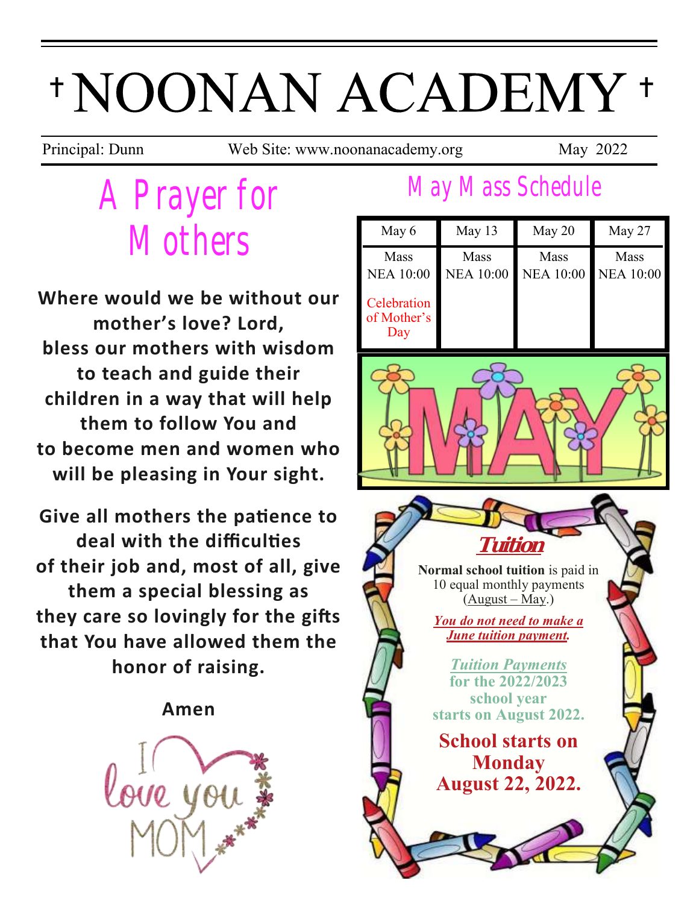# † NOONAN ACADEMY †

Principal: Dunn | Web Site: www.noonanacademy.org | May 2022

## A Prayer for Mothers

**Where would we be without our mother's love? Lord, bless our mothers with wisdom to teach and guide their children in a way that will help them to follow You and to become men and women who will be pleasing in Your sight.**

**Give all mothers the patience to deal with the difficulties of their job and, most of all, give them a special blessing as they care so lovingly for the gifts that You have allowed them the honor of raising.**

**Amen**

## May Mass Schedule

| May 6 | May 13 | May 20 | May 27 |
|---|---|---|---|
| Mass NEA 10:00<br>Celebration of Mother's Day | Mass NEA 10:00 | Mass NEA 10:00 | Mass NEA 10:00 |

## Tuition

**Normal school tuition** is paid in 10 equal monthly payments (August – May.)

***You do not need to make a June tuition payment.***

***Tuition Payments*** **for the 2022/2023 school year starts on August 2022.**

**School starts on Monday August 22, 2022.**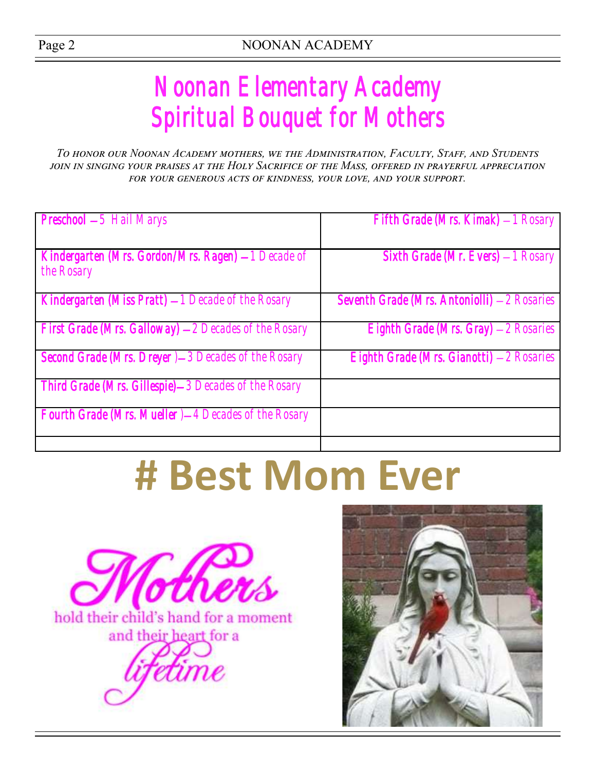# Noonan Elementary Academy
# Spiritual Bouquet for Mothers

*To honor our Noonan Academy mothers, we the Administration, Faculty, Staff, and Students join in singing your praises at the Holy Sacrifice of the Mass, offered in prayerful appreciation for your generous acts of kindness, your love, and your support.*

| | |
|---|---|
| **Preschool** — 5 Hail Marys | **Fifth Grade (Mrs. Kimak)** – 1 Rosary |
| **Kindergarten (Mrs. Gordon/Mrs. Ragen)** — 1 Decade of the Rosary | **Sixth Grade (Mr. Evers)** – 1 Rosary |
| **Kindergarten (Miss Pratt)** — 1 Decade of the Rosary | **Seventh Grade (Mrs. Antoniolli)** – 2 Rosaries |
| **First Grade (Mrs. Galloway)** — 2 Decades of the Rosary | **Eighth Grade (Mrs. Gray)** – 2 Rosaries |
| **Second Grade (Mrs. Dreyer** )— 3 Decades of the Rosary | **Eighth Grade (Mrs. Gianotti)** – 2 Rosaries |
| **Third Grade (Mrs. Gillespie)**— 3 Decades of the Rosary | |
| **Fourth Grade (Mrs. Mueller** )— 4 Decades of the Rosary | |
| | |

# # Best Mom Ever

Mothers hold their child's hand for a moment and their heart for a lifetime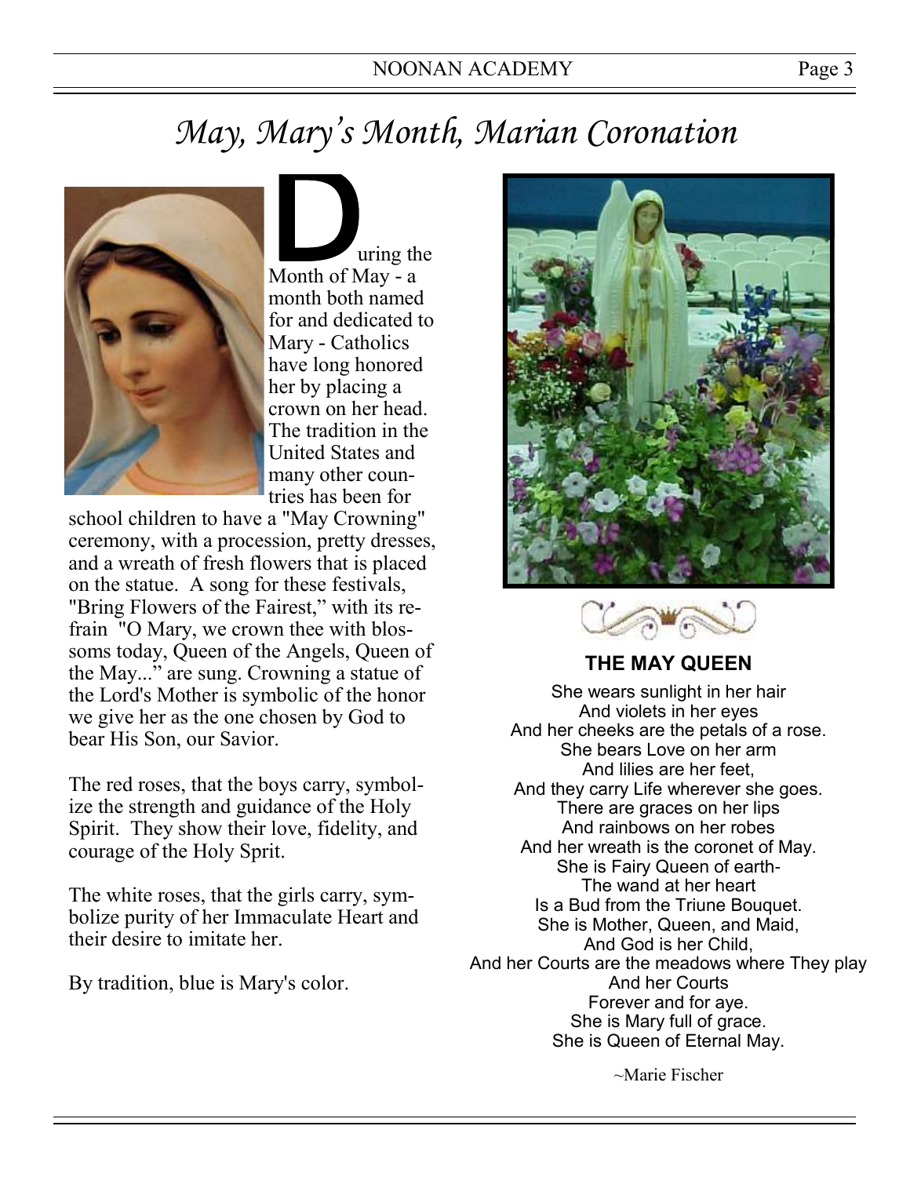# May, Mary's Month, Marian Coronation

During the Month of May - a month both named for and dedicated to Mary - Catholics have long honored her by placing a crown on her head. The tradition in the United States and many other countries has been for school children to have a "May Crowning" ceremony, with a procession, pretty dresses, and a wreath of fresh flowers that is placed on the statue. A song for these festivals, "Bring Flowers of the Fairest," with its refrain "O Mary, we crown thee with blossoms today, Queen of the Angels, Queen of the May..." are sung. Crowning a statue of the Lord's Mother is symbolic of the honor we give her as the one chosen by God to bear His Son, our Savior.

The red roses, that the boys carry, symbolize the strength and guidance of the Holy Spirit. They show their love, fidelity, and courage of the Holy Sprit.

The white roses, that the girls carry, symbolize purity of her Immaculate Heart and their desire to imitate her.

By tradition, blue is Mary's color.

**THE MAY QUEEN**

She wears sunlight in her hair
And violets in her eyes
And her cheeks are the petals of a rose.
She bears Love on her arm
And lilies are her feet,
And they carry Life wherever she goes.
There are graces on her lips
And rainbows on her robes
And her wreath is the coronet of May.
She is Fairy Queen of earth-
The wand at her heart
Is a Bud from the Triune Bouquet.
She is Mother, Queen, and Maid,
And God is her Child,
And her Courts are the meadows where They play
And her Courts
Forever and for aye.
She is Mary full of grace.
She is Queen of Eternal May.

~Marie Fischer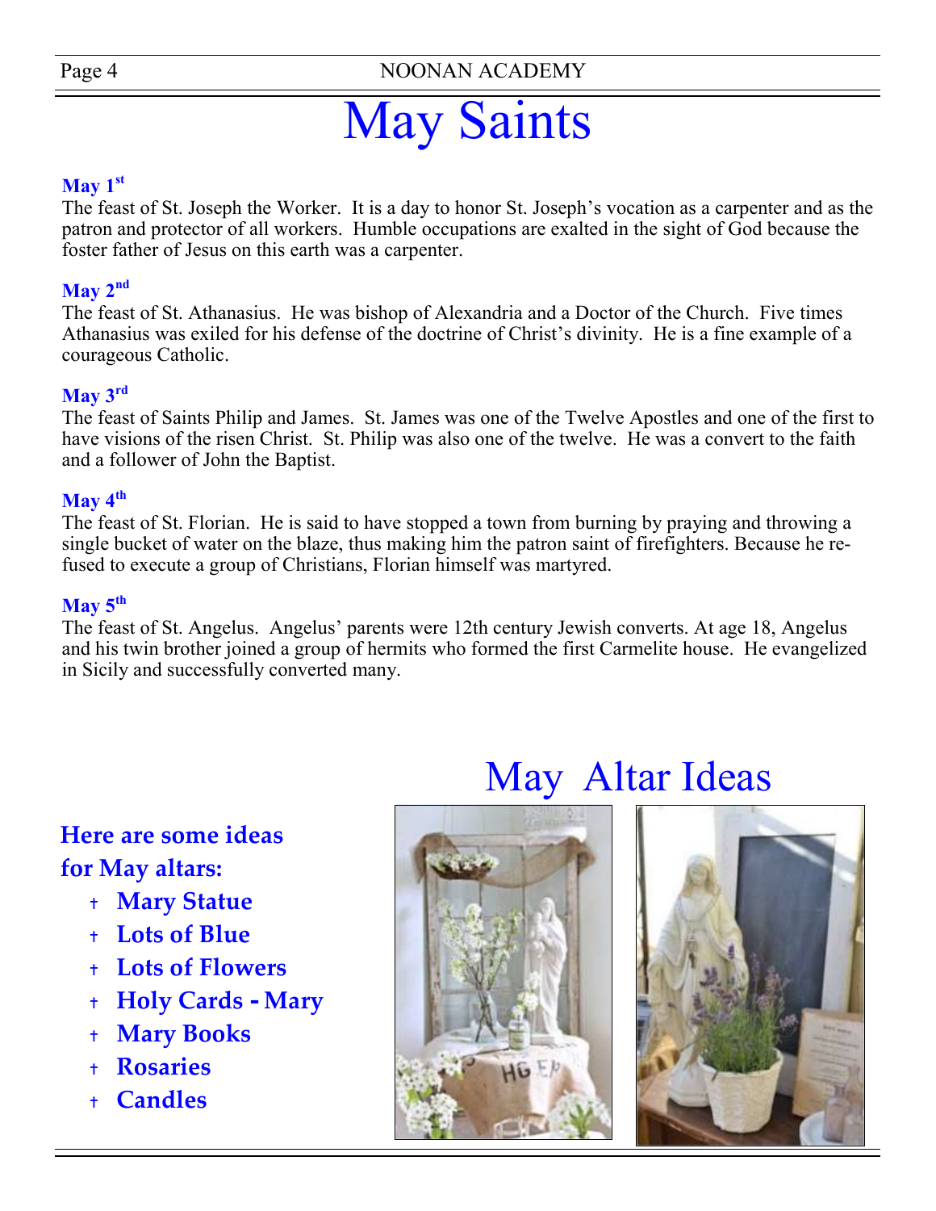# May Saints

**May 1st**

The feast of St. Joseph the Worker. It is a day to honor St. Joseph's vocation as a carpenter and as the patron and protector of all workers. Humble occupations are exalted in the sight of God because the foster father of Jesus on this earth was a carpenter.

**May 2nd**

The feast of St. Athanasius. He was bishop of Alexandria and a Doctor of the Church. Five times Athanasius was exiled for his defense of the doctrine of Christ's divinity. He is a fine example of a courageous Catholic.

**May 3rd**

The feast of Saints Philip and James. St. James was one of the Twelve Apostles and one of the first to have visions of the risen Christ. St. Philip was also one of the twelve. He was a convert to the faith and a follower of John the Baptist.

**May 4th**

The feast of St. Florian. He is said to have stopped a town from burning by praying and throwing a single bucket of water on the blaze, thus making him the patron saint of firefighters. Because he refused to execute a group of Christians, Florian himself was martyred.

**May 5th**

The feast of St. Angelus. Angelus' parents were 12th century Jewish converts. At age 18, Angelus and his twin brother joined a group of hermits who formed the first Carmelite house. He evangelized in Sicily and successfully converted many.

# May Altar Ideas

**Here are some ideas for May altars:**

- **Mary Statue**
- **Lots of Blue**
- **Lots of Flowers**
- **Holy Cards - Mary**
- **Mary Books**
- **Rosaries**
- **Candles**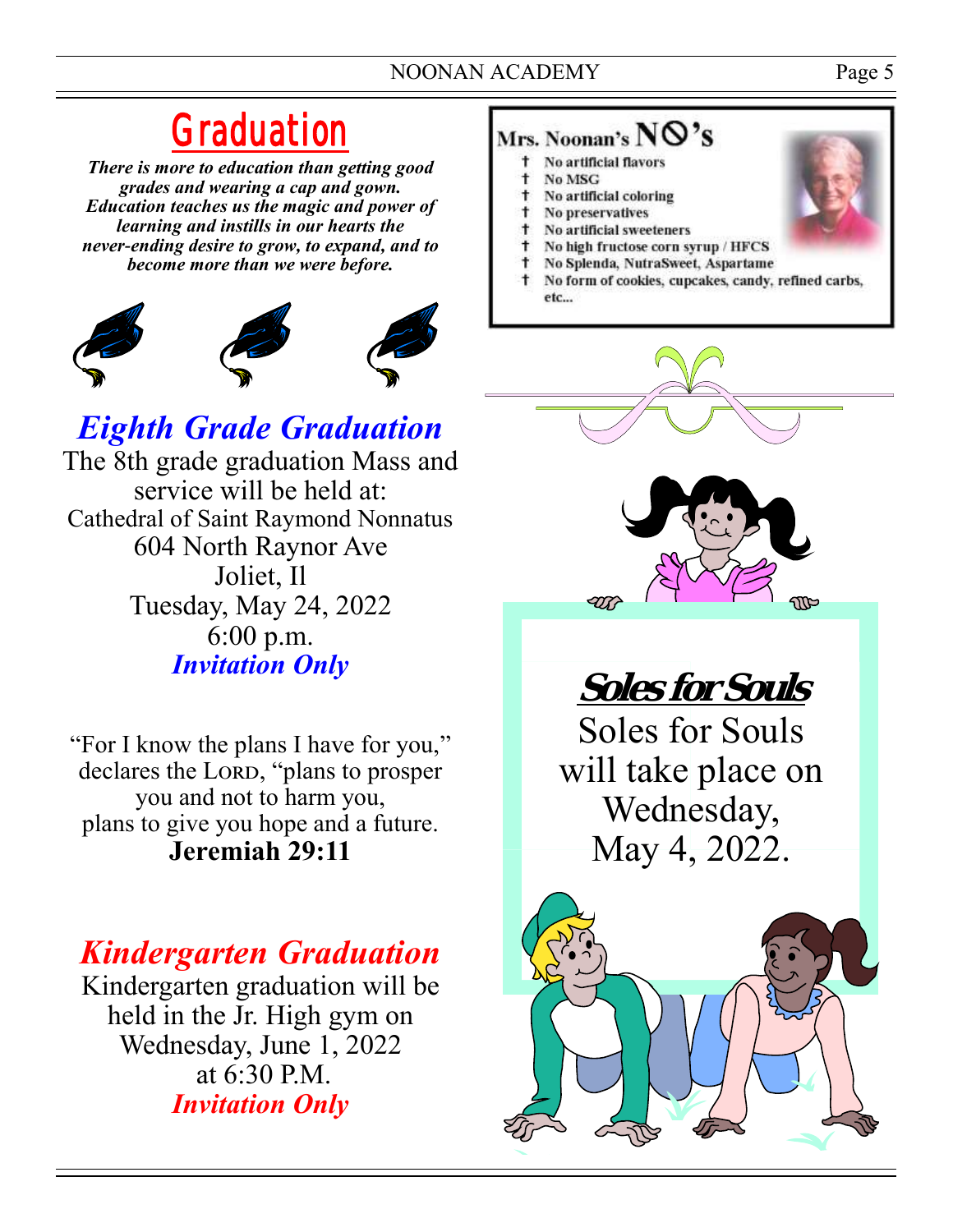# Graduation

***There is more to education than getting good grades and wearing a cap and gown. Education teaches us the magic and power of learning and instills in our hearts the never-ending desire to grow, to expand, and to become more than we were before.***

## *Eighth Grade Graduation*

The 8th grade graduation Mass and service will be held at:
Cathedral of Saint Raymond Nonnatus
604 North Raynor Ave
Joliet, Il
Tuesday, May 24, 2022
6:00 p.m.
***Invitation Only***

"For I know the plans I have for you," declares the LORD, "plans to prosper you and not to harm you, plans to give you hope and a future.
**Jeremiah 29:11**

## *Kindergarten Graduation*

Kindergarten graduation will be held in the Jr. High gym on Wednesday, June 1, 2022 at 6:30 P.M.
***Invitation Only***

## Mrs. Noonan's NO's

- No artificial flavors
- No MSG
- No artificial coloring
- No preservatives
- No artificial sweeteners
- No high fructose corn syrup / HFCS
- No Splenda, NutraSweet, Aspartame
- No form of cookies, cupcakes, candy, refined carbs, etc...

## Soles for Souls

Soles for Souls will take place on Wednesday, May 4, 2022.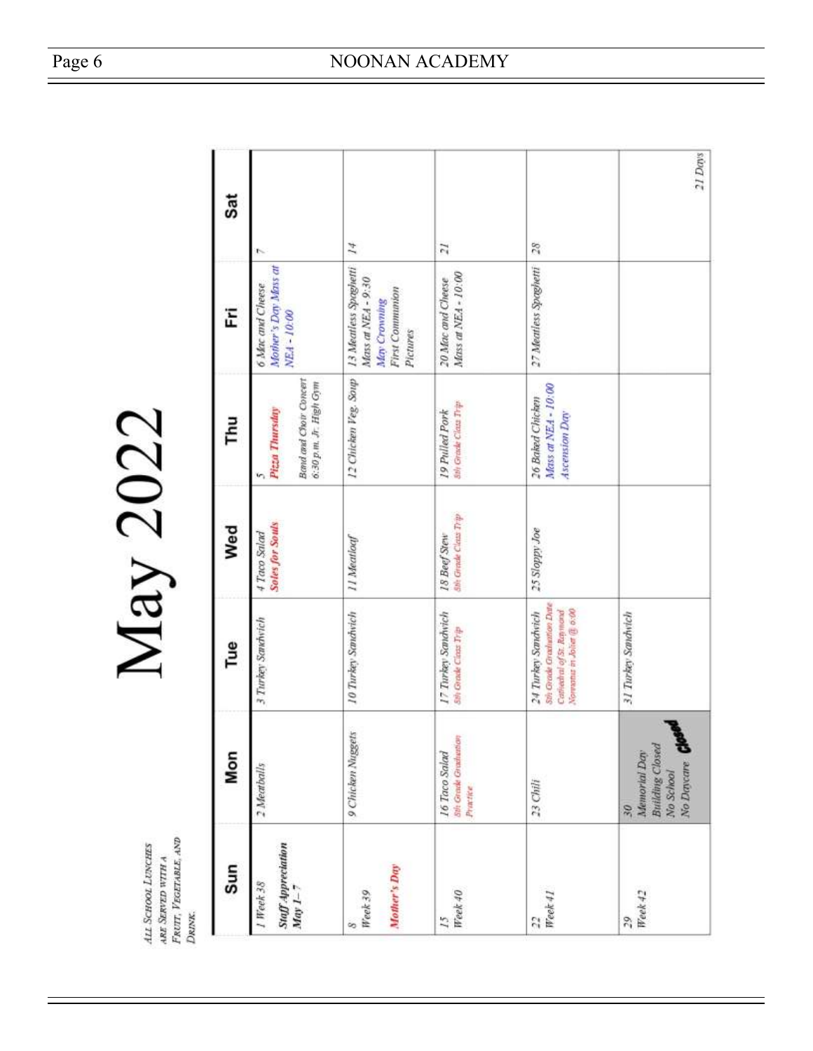# May 2022

*All School Lunches are Served with a Fruit, Vegetable, and Drink.*

| Sun | Mon | Tue | Wed | Thu | Fri | Sat |
|---|---|---|---|---|---|---|
| 1 Week 38 **Staff Appreciation May 1–7** | 2 Meatballs | 3 Turkey Sandwich | 4 Taco Salad **Soles for Souls** | 5 **Pizza Thursday** Band and Choir Concert 6:30 p.m. Jr. High Gym | 6 Mac and Cheese Mother's Day Mass at NEA - 10:00 | 7 |
| 8 Week 39 **Mother's Day** | 9 Chicken Nuggets | 10 Turkey Sandwich | 11 Meatloaf | 12 Chicken Veg. Soup | 13 Meatless Spaghetti Mass at NEA - 9:30 May Crowning First Communion Pictures | 14 |
| 15 Week 40 | 16 Taco Salad 8th Grade Graduation Practice | 17 Turkey Sandwich 8th Grade Class Trip | 18 Beef Stew 8th Grade Class Trip | 19 Pulled Pork 8th Grade Class Trip | 20 Mac and Cheese Mass at NEA - 10:00 | 21 |
| 22 Week 41 | 23 Chili | 24 Turkey Sandwich 8th Grade Graduation Date Cathedral of St. Raymond Nonnatus in Joliet @ 6:00 | 25 Sloppy Joe | 26 Baked Chicken Mass at NEA - 10:00 Ascension Day | 27 Meatless Spaghetti | 28 |
| 29 Week 42 | 30 Memorial Day Building Closed No School No Daycare **Closed** | 31 Turkey Sandwich | | | | 21 Days |